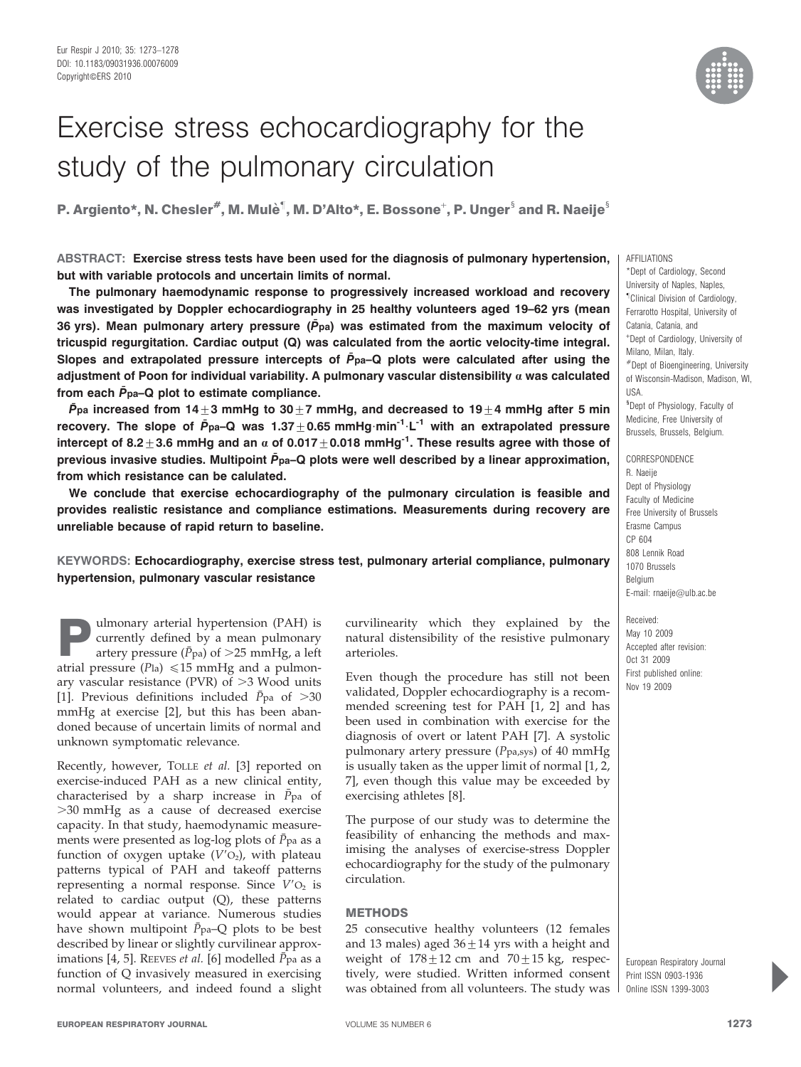# Exercise stress echocardiography for the study of the pulmonary circulation

**P. Argiento*, N. Chesler[#], M. Mulè[¶], M. D'Alto*, E. Bossone[+], P. Unger[§] and R. Naeije[§]**

**ABSTRACT: Exercise stress tests have been used for the diagnosis of pulmonary hypertension, but with variable protocols and uncertain limits of normal.**

**The pulmonary haemodynamic response to progressively increased workload and recovery was investigated by Doppler echocardiography in 25 healthy volunteers aged 19–62 yrs (mean 36 yrs). Mean pulmonary artery pressure ($\bar{P}_{pa}$) was estimated from the maximum velocity of tricuspid regurgitation. Cardiac output (Q) was calculated from the aortic velocity-time integral. Slopes and extrapolated pressure intercepts of $\bar{P}_{pa}$–Q plots were calculated after using the adjustment of Poon for individual variability. A pulmonary vascular distensibility α was calculated from each $\bar{P}_{pa}$–Q plot to estimate compliance.**

**$\bar{P}_{pa}$ increased from 14±3 mmHg to 30±7 mmHg, and decreased to 19±4 mmHg after 5 min recovery. The slope of $\bar{P}_{pa}$–Q was 1.37±0.65 $mmHg \cdot min^{-1} \cdot L^{-1}$ with an extrapolated pressure intercept of 8.2±3.6 mmHg and an α of 0.017±0.018 $mmHg^{-1}$. These results agree with those of previous invasive studies. Multipoint $\bar{P}_{pa}$–Q plots were well described by a linear approximation, from which resistance can be calulated.**

**We conclude that exercise echocardiography of the pulmonary circulation is feasible and provides realistic resistance and compliance estimations. Measurements during recovery are unreliable because of rapid return to baseline.**

**KEYWORDS: Echocardiography, exercise stress test, pulmonary arterial compliance, pulmonary hypertension, pulmonary vascular resistance**

AFFILIATIONS
*Dept of Cardiology, Second University of Naples, Naples,
[¶]Clinical Division of Cardiology, Ferrarotto Hospital, University of Catania, Catania, and
[+]Dept of Cardiology, University of Milano, Milan, Italy.
[#]Dept of Bioengineering, University of Wisconsin-Madison, Madison, WI, USA.
[§]Dept of Physiology, Faculty of Medicine, Free University of Brussels, Brussels, Belgium.

CORRESPONDENCE
R. Naeije
Dept of Physiology
Faculty of Medicine
Free University of Brussels
Erasme Campus
CP 604
808 Lennik Road
1070 Brussels
Belgium
E-mail: rnaeije@ulb.ac.be

Received:
May 10 2009
Accepted after revision:
Oct 31 2009
First published online:
Nov 19 2009

Pulmonary arterial hypertension (PAH) is currently defined by a mean pulmonary artery pressure ($\bar{P}_{pa}$) of >25 mmHg, a left atrial pressure ($P_{la}$) ≤15 mmHg and a pulmonary vascular resistance (PVR) of >3 Wood units [1]. Previous definitions included $\bar{P}_{pa}$ of >30 mmHg at exercise [2], but this has been abandoned because of uncertain limits of normal and unknown symptomatic relevance.

Recently, however, Tolle *et al.* [3] reported on exercise-induced PAH as a new clinical entity, characterised by a sharp increase in $\bar{P}_{pa}$ of >30 mmHg as a cause of decreased exercise capacity. In that study, haemodynamic measurements were presented as log-log plots of $\bar{P}_{pa}$ as a function of oxygen uptake ($V'_{O_2}$), with plateau patterns typical of PAH and takeoff patterns representing a normal response. Since $V'_{O_2}$ is related to cardiac output (Q), these patterns would appear at variance. Numerous studies have shown multipoint $\bar{P}_{pa}$–Q plots to be best described by linear or slightly curvilinear approximations [4, 5]. Reeves *et al.* [6] modelled $\bar{P}_{pa}$ as a function of Q invasively measured in exercising normal volunteers, and indeed found a slight curvilinearity which they explained by the natural distensibility of the resistive pulmonary arterioles.

Even though the procedure has still not been validated, Doppler echocardiography is a recommended screening test for PAH [1, 2] and has been used in combination with exercise for the diagnosis of overt or latent PAH [7]. A systolic pulmonary artery pressure ($P_{pa,sys}$) of 40 mmHg is usually taken as the upper limit of normal [1, 2, 7], even though this value may be exceeded by exercising athletes [8].

The purpose of our study was to determine the feasibility of enhancing the methods and maximising the analyses of exercise-stress Doppler echocardiography for the study of the pulmonary circulation.

## METHODS

25 consecutive healthy volunteers (12 females and 13 males) aged 36±14 yrs with a height and weight of 178±12 cm and 70±15 kg, respectively, were studied. Written informed consent was obtained from all volunteers. The study was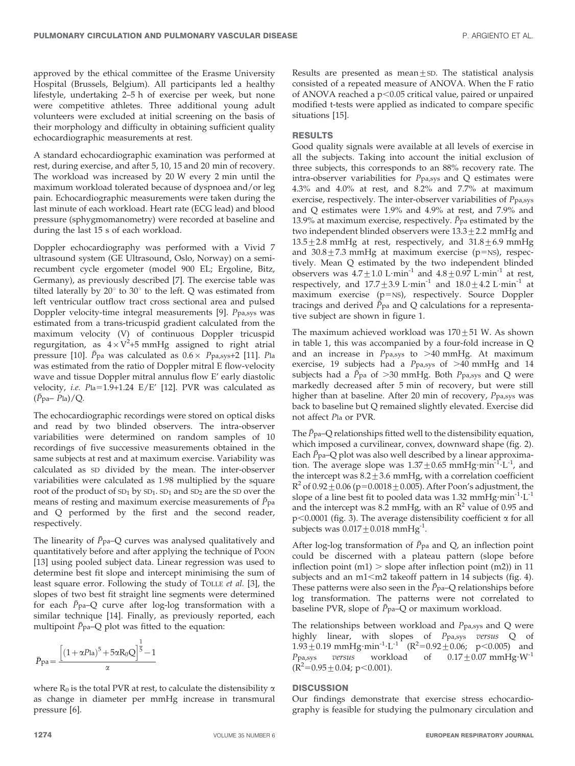approved by the ethical committee of the Erasme University Hospital (Brussels, Belgium). All participants led a healthy lifestyle, undertaking 2–5 h of exercise per week, but none were competitive athletes. Three additional young adult volunteers were excluded at initial screening on the basis of their morphology and difficulty in obtaining sufficient quality echocardiographic measurements at rest.

A standard echocardiographic examination was performed at rest, during exercise, and after 5, 10, 15 and 20 min of recovery. The workload was increased by 20 W every 2 min until the maximum workload tolerated because of dyspnoea and/or leg pain. Echocardiographic measurements were taken during the last minute of each workload. Heart rate (ECG lead) and blood pressure (sphygmomanometry) were recorded at baseline and during the last 15 s of each workload.

Doppler echocardiography was performed with a Vivid 7 ultrasound system (GE Ultrasound, Oslo, Norway) on a semi-recumbent cycle ergometer (model 900 EL; Ergoline, Bitz, Germany), as previously described [7]. The exercise table was tilted laterally by 20° to 30° to the left. Q was estimated from left ventricular outflow tract cross sectional area and pulsed Doppler velocity-time integral measurements [9]. $P_{pa,sys}$ was estimated from a trans-tricuspid gradient calculated from the maximum velocity (V) of continuous Doppler tricuspid regurgitation, as $4 \times V^2 + 5$ mmHg assigned to right atrial pressure [10]. $\bar{P}_{pa}$ was calculated as $0.6 \times P_{pa,sys} + 2$ [11]. $P_{la}$ was estimated from the ratio of Doppler mitral E flow-velocity wave and tissue Doppler mitral annulus flow E' early diastolic velocity, *i.e.* $P_{la} = 1.9 + 1.24$ E/E' [12]. PVR was calculated as $(\bar{P}_{pa} - P_{la})/Q$.

The echocardiographic recordings were stored on optical disks and read by two blinded observers. The intra-observer variabilities were determined on random samples of 10 recordings of five successive measurements obtained in the same subjects at rest and at maximum exercise. Variability was calculated as SD divided by the mean. The inter-observer variabilities were calculated as 1.98 multiplied by the square root of the product of $SD_1$ by $SD_1$. $SD_1$ and $SD_2$ are the SD over the means of resting and maximum exercise measurements of $\bar{P}_{pa}$ and Q performed by the first and the second reader, respectively.

The linearity of $\bar{P}_{pa}$–Q curves was analysed qualitatively and quantitatively before and after applying the technique of POON [13] using pooled subject data. Linear regression was used to determine best fit slope and intercept minimising the sum of least square error. Following the study of TOLLE *et al.* [3], the slopes of two best fit straight line segments were determined for each $\bar{P}_{pa}$–Q curve after log-log transformation with a similar technique [14]. Finally, as previously reported, each multipoint $\bar{P}_{pa}$–Q plot was fitted to the equation:

$$\bar{P}_{pa} = \frac{\left[(1+\alpha P_{la})^5 + 5\alpha R_0 Q\right]^{\frac{1}{5}} - 1}{\alpha}$$

where $R_0$ is the total PVR at rest, to calculate the distensibility $\alpha$ as change in diameter per mmHg increase in transmural pressure [6].

Results are presented as mean ± SD. The statistical analysis consisted of a repeated measure of ANOVA. When the F ratio of ANOVA reached a $p<0.05$ critical value, paired or unpaired modified t-tests were applied as indicated to compare specific situations [15].

## RESULTS

Good quality signals were available at all levels of exercise in all the subjects. Taking into account the initial exclusion of three subjects, this corresponds to an 88% recovery rate. The intra-observer variabilities for $P_{pa,sys}$ and Q estimates were 4.3% and 4.0% at rest, and 8.2% and 7.7% at maximum exercise, respectively. The inter-observer variabilities of $P_{pa,sys}$ and Q estimates were 1.9% and 4.9% at rest, and 7.9% and 13.9% at maximum exercise, respectively. $\bar{P}_{pa}$ estimated by the two independent blinded observers were 13.3 ± 2.2 mmHg and 13.5 ± 2.8 mmHg at rest, respectively, and 31.8 ± 6.9 mmHg and 30.8 ± 7.3 mmHg at maximum exercise (p=NS), respectively. Mean Q estimated by the two independent blinded observers was 4.7 ± 1.0 L·min$^{-1}$ and 4.8 ± 0.97 L·min$^{-1}$ at rest, respectively, and 17.7 ± 3.9 L·min$^{-1}$ and 18.0 ± 4.2 L·min$^{-1}$ at maximum exercise (p=NS), respectively. Source Doppler tracings and derived $\bar{P}_{pa}$ and Q calculations for a representative subject are shown in figure 1.

The maximum achieved workload was 170 ± 51 W. As shown in table 1, this was accompanied by a four-fold increase in Q and an increase in $P_{pa,sys}$ to >40 mmHg. At maximum exercise, 19 subjects had a $P_{pa,sys}$ of >40 mmHg and 14 subjects had a $\bar{P}_{pa}$ of >30 mmHg. Both $P_{pa,sys}$ and Q were markedly decreased after 5 min of recovery, but were still higher than at baseline. After 20 min of recovery, $P_{pa,sys}$ was back to baseline but Q remained slightly elevated. Exercise did not affect $P_{la}$ or PVR.

The $\bar{P}_{pa}$–Q relationships fitted well to the distensibility equation, which imposed a curvilinear, convex, downward shape (fig. 2). Each $\bar{P}_{pa}$–Q plot was also well described by a linear approximation. The average slope was 1.37 ± 0.65 mmHg·min$^{-1}$·L$^{-1}$, and the intercept was 8.2 ± 3.6 mmHg, with a correlation coefficient $R^2$ of 0.92 ± 0.06 (p=0.0018 ± 0.005). After Poon's adjustment, the slope of a line best fit to pooled data was 1.32 mmHg·min$^{-1}$·L$^{-1}$ and the intercept was 8.2 mmHg, with an $R^2$ value of 0.95 and $p<0.0001$ (fig. 3). The average distensibility coefficient $\alpha$ for all subjects was 0.017 ± 0.018 mmHg$^{-1}$.

After log-log transformation of $\bar{P}_{pa}$ and Q, an inflection point could be discerned with a plateau pattern (slope before inflection point (m1) > slope after inflection point (m2)) in 11 subjects and an m1<m2 takeoff pattern in 14 subjects (fig. 4). These patterns were also seen in the $\bar{P}_{pa}$–Q relationships before log transformation. The patterns were not correlated to baseline PVR, slope of $\bar{P}_{pa}$–Q or maximum workload.

The relationships between workload and $P_{pa,sys}$ and Q were highly linear, with slopes of $P_{pa,sys}$ *versus* Q of 1.93 ± 0.19 mmHg·min$^{-1}$·L$^{-1}$ ($R^2$=0.92 ± 0.06; $p<0.005$) and $P_{pa,sys}$ *versus* workload of 0.17 ± 0.07 mmHg·W$^{-1}$ ($R^2$=0.95 ± 0.04; $p<0.001$).

## DISCUSSION

Our findings demonstrate that exercise stress echocardiography is feasible for studying the pulmonary circulation and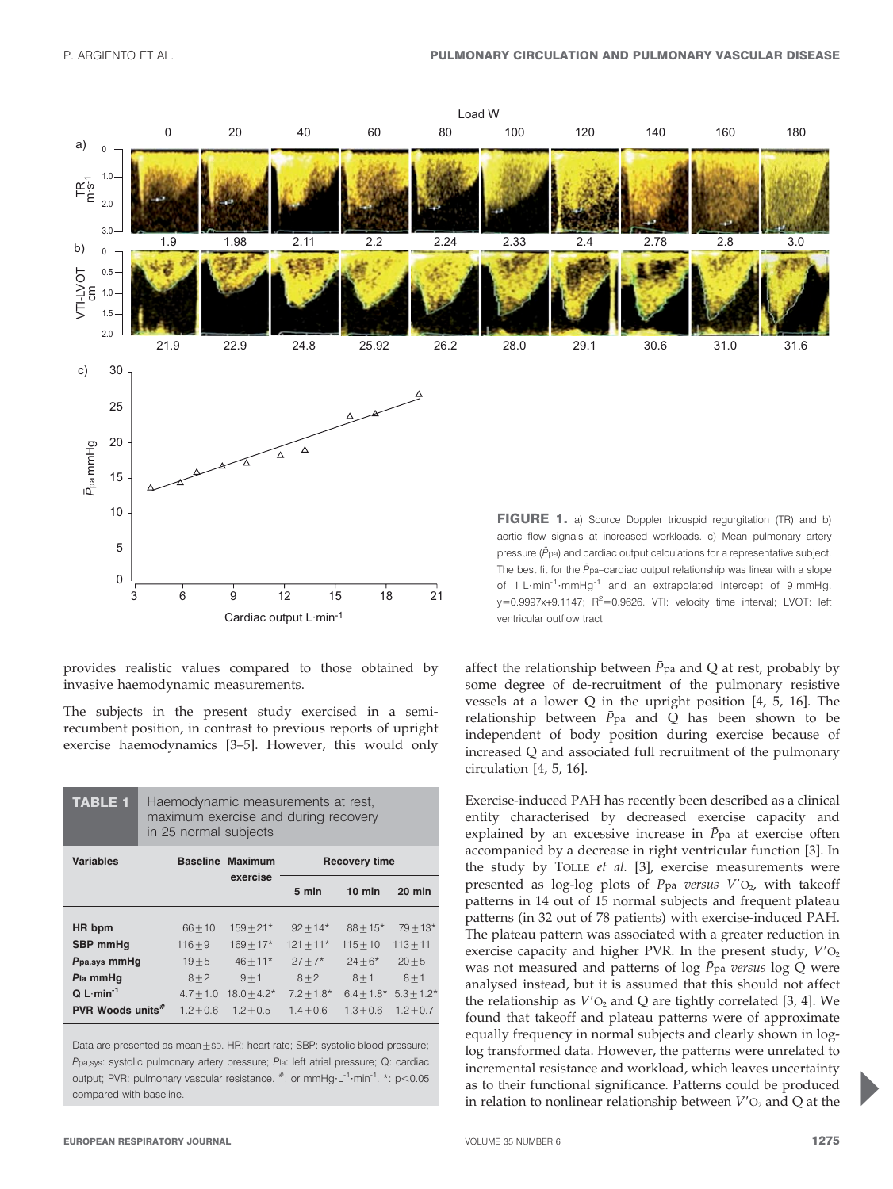FIGURE 1. a) Source Doppler tricuspid regurgitation (TR) and b) aortic flow signals at increased workloads. c) Mean pulmonary artery pressure ($\bar{P}_{pa}$) and cardiac output calculations for a representative subject. The best fit for the $\bar{P}_{pa}$–cardiac output relationship was linear with a slope of 1 L·min$^{-1}$·mmHg$^{-1}$ and an extrapolated intercept of 9 mmHg. y=0.9997x+9.1147; $R^2$=0.9626. VTI: velocity time interval; LVOT: left ventricular outflow tract.

provides realistic values compared to those obtained by invasive haemodynamic measurements.

The subjects in the present study exercised in a semi-recumbent position, in contrast to previous reports of upright exercise haemodynamics [3–5]. However, this would only affect the relationship between $\bar{P}_{pa}$ and Q at rest, probably by some degree of de-recruitment of the pulmonary resistive vessels at a lower Q in the upright position [4, 5, 16]. The relationship between $\bar{P}_{pa}$ and Q has been shown to be independent of body position during exercise because of increased Q and associated full recruitment of the pulmonary circulation [4, 5, 16].

**TABLE 1** Haemodynamic measurements at rest, maximum exercise and during recovery in 25 normal subjects

| Variables | Baseline | Maximum exercise | Recovery time | | |
|---|---|---|---|---|---|
| | | | 5 min | 10 min | 20 min |
| HR bpm | 66±10 | 159±21* | 92±14* | 88±15* | 79±13* |
| SBP mmHg | 116±9 | 169±17* | 121±11* | 115±10 | 113±11 |
| $P_{pa,sys}$ mmHg | 19±5 | 46±11* | 27±7* | 24±6* | 20±5 |
| $P_{la}$ mmHg | 8±2 | 9±1 | 8±2 | 8±1 | 8±1 |
| Q L·min$^{-1}$ | 4.7±1.0 | 18.0±4.2* | 7.2±1.8* | 6.4±1.8* | 5.3±1.2* |
| PVR Woods units# | 1.2±0.6 | 1.2±0.5 | 1.4±0.6 | 1.3±0.6 | 1.2±0.7 |

Data are presented as mean±SD. HR: heart rate; SBP: systolic blood pressure; $P_{pa,sys}$: systolic pulmonary artery pressure; $P_{la}$: left atrial pressure; Q: cardiac output; PVR: pulmonary vascular resistance. #: or mmHg·L$^{-1}$·min$^{-1}$. *: $p<0.05$ compared with baseline.

Exercise-induced PAH has recently been described as a clinical entity characterised by decreased exercise capacity and explained by an excessive increase in $\bar{P}_{pa}$ at exercise often accompanied by a decrease in right ventricular function [3]. In the study by TOLLE *et al.* [3], exercise measurements were presented as log-log plots of $\bar{P}_{pa}$ *versus* $V'O_2$, with takeoff patterns in 14 out of 15 normal subjects and frequent plateau patterns (in 32 out of 78 patients) with exercise-induced PAH. The plateau pattern was associated with a greater reduction in exercise capacity and higher PVR. In the present study, $V'O_2$ was not measured and patterns of log $\bar{P}_{pa}$ *versus* log Q were analysed instead, but it is assumed that this should not affect the relationship as $V'O_2$ and Q are tightly correlated [3, 4]. We found that takeoff and plateau patterns were of approximate equally frequency in normal subjects and clearly shown in log-log transformed data. However, the patterns were unrelated to incremental resistance and workload, which leaves uncertainty as to their functional significance. Patterns could be produced in relation to nonlinear relationship between $V'O_2$ and Q at the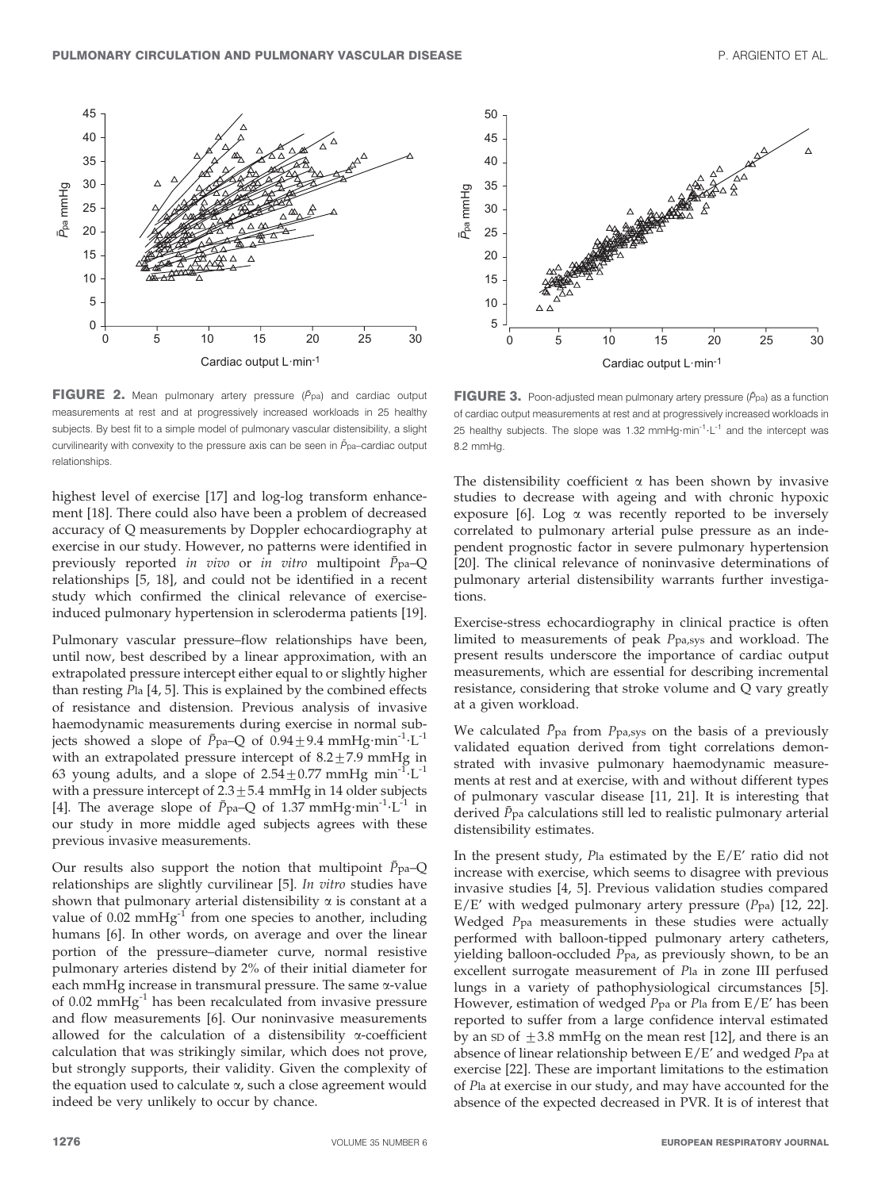FIGURE 2. Mean pulmonary artery pressure ($\bar{P}_{pa}$) and cardiac output measurements at rest and at progressively increased workloads in 25 healthy subjects. By best fit to a simple model of pulmonary vascular distensibility, a slight curvilinearity with convexity to the pressure axis can be seen in $\bar{P}_{pa}$–cardiac output relationships.

FIGURE 3. Poon-adjusted mean pulmonary artery pressure ($\bar{P}_{pa}$) as a function of cardiac output measurements at rest and at progressively increased workloads in 25 healthy subjects. The slope was 1.32 mmHg·min$^{-1}$·L$^{-1}$ and the intercept was 8.2 mmHg.

highest level of exercise [17] and log-log transform enhancement [18]. There could also have been a problem of decreased accuracy of Q measurements by Doppler echocardiography at exercise in our study. However, no patterns were identified in previously reported *in vivo* or *in vitro* multipoint $\bar{P}_{pa}$–Q relationships [5, 18], and could not be identified in a recent study which confirmed the clinical relevance of exercise-induced pulmonary hypertension in scleroderma patients [19].

Pulmonary vascular pressure–flow relationships have been, until now, best described by a linear approximation, with an extrapolated pressure intercept either equal to or slightly higher than resting $P_{la}$ [4, 5]. This is explained by the combined effects of resistance and distension. Previous analysis of invasive haemodynamic measurements during exercise in normal subjects showed a slope of $\bar{P}_{pa}$–Q of $0.94 \pm 9.4$ mmHg·min$^{-1}$·L$^{-1}$ with an extrapolated pressure intercept of $8.2 \pm 7.9$ mmHg in 63 young adults, and a slope of $2.54 \pm 0.77$ mmHg min$^{-1}$·L$^{-1}$ with a pressure intercept of $2.3 \pm 5.4$ mmHg in 14 older subjects [4]. The average slope of $\bar{P}_{pa}$–Q of 1.37 mmHg·min$^{-1}$·L$^{-1}$ in our study in more middle aged subjects agrees with these previous invasive measurements.

Our results also support the notion that multipoint $\bar{P}_{pa}$–Q relationships are slightly curvilinear [5]. *In vitro* studies have shown that pulmonary arterial distensibility $\alpha$ is constant at a value of 0.02 mmHg$^{-1}$ from one species to another, including humans [6]. In other words, on average and over the linear portion of the pressure–diameter curve, normal resistive pulmonary arteries distend by 2% of their initial diameter for each mmHg increase in transmural pressure. The same $\alpha$-value of 0.02 mmHg$^{-1}$ has been recalculated from invasive pressure and flow measurements [6]. Our noninvasive measurements allowed for the calculation of a distensibility $\alpha$-coefficient calculation that was strikingly similar, which does not prove, but strongly supports, their validity. Given the complexity of the equation used to calculate $\alpha$, such a close agreement would indeed be very unlikely to occur by chance.

The distensibility coefficient $\alpha$ has been shown by invasive studies to decrease with ageing and with chronic hypoxic exposure [6]. Log $\alpha$ was recently reported to be inversely correlated to pulmonary arterial pulse pressure as an independent prognostic factor in severe pulmonary hypertension [20]. The clinical relevance of noninvasive determinations of pulmonary arterial distensibility warrants further investigations.

Exercise-stress echocardiography in clinical practice is often limited to measurements of peak $P_{pa,sys}$ and workload. The present results underscore the importance of cardiac output measurements, which are essential for describing incremental resistance, considering that stroke volume and Q vary greatly at a given workload.

We calculated $\bar{P}_{pa}$ from $P_{pa,sys}$ on the basis of a previously validated equation derived from tight correlations demonstrated with invasive pulmonary haemodynamic measurements at rest and at exercise, with and without different types of pulmonary vascular disease [11, 21]. It is interesting that derived $\bar{P}_{pa}$ calculations still led to realistic pulmonary arterial distensibility estimates.

In the present study, $P_{la}$ estimated by the E/E′ ratio did not increase with exercise, which seems to disagree with previous invasive studies [4, 5]. Previous validation studies compared E/E′ with wedged pulmonary artery pressure ($P_{pa}$) [12, 22]. Wedged $P_{pa}$ measurements in these studies were actually performed with balloon-tipped pulmonary artery catheters, yielding balloon-occluded $P_{pa}$, as previously shown, to be an excellent surrogate measurement of $P_{la}$ in zone III perfused lungs in a variety of pathophysiological circumstances [5]. However, estimation of wedged $P_{pa}$ or $P_{la}$ from E/E′ has been reported to suffer from a large confidence interval estimated by an SD of $\pm 3.8$ mmHg on the mean rest [12], and there is an absence of linear relationship between E/E′ and wedged $P_{pa}$ at exercise [22]. These are important limitations to the estimation of $P_{la}$ at exercise in our study, and may have accounted for the absence of the expected decreased in PVR. It is of interest that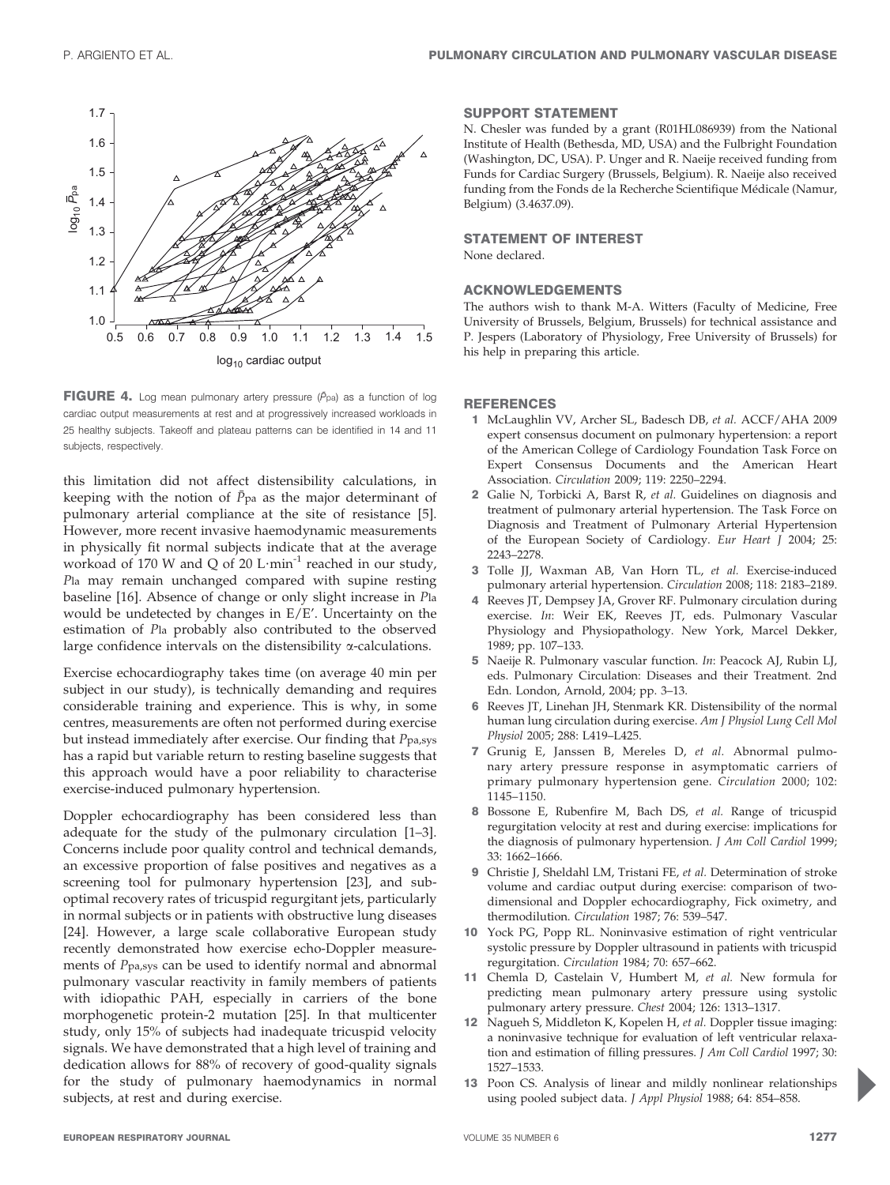FIGURE 4. Log mean pulmonary artery pressure ($\bar{P}$pa) as a function of log cardiac output measurements at rest and at progressively increased workloads in 25 healthy subjects. Takeoff and plateau patterns can be identified in 14 and 11 subjects, respectively.

this limitation did not affect distensibility calculations, in keeping with the notion of $\bar{P}$pa as the major determinant of pulmonary arterial compliance at the site of resistance [5]. However, more recent invasive haemodynamic measurements in physically fit normal subjects indicate that at the average workoad of 170 W and Q of 20 L·min$^{-1}$ reached in our study, *P*la may remain unchanged compared with supine resting baseline [16]. Absence of change or only slight increase in *P*la would be undetected by changes in E/E′. Uncertainty on the estimation of *P*la probably also contributed to the observed large confidence intervals on the distensibility α-calculations.

Exercise echocardiography takes time (on average 40 min per subject in our study), is technically demanding and requires considerable training and experience. This is why, in some centres, measurements are often not performed during exercise but instead immediately after exercise. Our finding that $P_{pa,sys}$ has a rapid but variable return to resting baseline suggests that this approach would have a poor reliability to characterise exercise-induced pulmonary hypertension.

Doppler echocardiography has been considered less than adequate for the study of the pulmonary circulation [1–3]. Concerns include poor quality control and technical demands, an excessive proportion of false positives and negatives as a screening tool for pulmonary hypertension [23], and sub-optimal recovery rates of tricuspid regurgitant jets, particularly in normal subjects or in patients with obstructive lung diseases [24]. However, a large scale collaborative European study recently demonstrated how exercise echo-Doppler measurements of $P_{pa,sys}$ can be used to identify normal and abnormal pulmonary vascular reactivity in family members of patients with idiopathic PAH, especially in carriers of the bone morphogenetic protein-2 mutation [25]. In that multicenter study, only 15% of subjects had inadequate tricuspid velocity signals. We have demonstrated that a high level of training and dedication allows for 88% of recovery of good-quality signals for the study of pulmonary haemodynamics in normal subjects, at rest and during exercise.

## SUPPORT STATEMENT

N. Chesler was funded by a grant (R01HL086939) from the National Institute of Health (Bethesda, MD, USA) and the Fulbright Foundation (Washington, DC, USA). P. Unger and R. Naeije received funding from Funds for Cardiac Surgery (Brussels, Belgium). R. Naeije also received funding from the Fonds de la Recherche Scientifique Médicale (Namur, Belgium) (3.4637.09).

## STATEMENT OF INTEREST

None declared.

## ACKNOWLEDGEMENTS

The authors wish to thank M-A. Witters (Faculty of Medicine, Free University of Brussels, Belgium, Brussels) for technical assistance and P. Jespers (Laboratory of Physiology, Free University of Brussels) for his help in preparing this article.

## REFERENCES

1. McLaughlin VV, Archer SL, Badesch DB, *et al.* ACCF/AHA 2009 expert consensus document on pulmonary hypertension: a report of the American College of Cardiology Foundation Task Force on Expert Consensus Documents and the American Heart Association. *Circulation* 2009; 119: 2250–2294.
2. Galie N, Torbicki A, Barst R, *et al.* Guidelines on diagnosis and treatment of pulmonary arterial hypertension. The Task Force on Diagnosis and Treatment of Pulmonary Arterial Hypertension of the European Society of Cardiology. *Eur Heart J* 2004; 25: 2243–2278.
3. Tolle JJ, Waxman AB, Van Horn TL, *et al.* Exercise-induced pulmonary arterial hypertension. *Circulation* 2008; 118: 2183–2189.
4. Reeves JT, Dempsey JA, Grover RF. Pulmonary circulation during exercise. *In*: Weir EK, Reeves JT, eds. Pulmonary Vascular Physiology and Physiopathology. New York, Marcel Dekker, 1989; pp. 107–133.
5. Naeije R. Pulmonary vascular function. *In*: Peacock AJ, Rubin LJ, eds. Pulmonary Circulation: Diseases and their Treatment. 2nd Edn. London, Arnold, 2004; pp. 3–13.
6. Reeves JT, Linehan JH, Stenmark KR. Distensibility of the normal human lung circulation during exercise. *Am J Physiol Lung Cell Mol Physiol* 2005; 288: L419–L425.
7. Grunig E, Janssen B, Mereles D, *et al.* Abnormal pulmonary artery pressure response in asymptomatic carriers of primary pulmonary hypertension gene. *Circulation* 2000; 102: 1145–1150.
8. Bossone E, Rubenfire M, Bach DS, *et al.* Range of tricuspid regurgitation velocity at rest and during exercise: implications for the diagnosis of pulmonary hypertension. *J Am Coll Cardiol* 1999; 33: 1662–1666.
9. Christie J, Sheldahl LM, Tristani FE, *et al.* Determination of stroke volume and cardiac output during exercise: comparison of two-dimensional and Doppler echocardiography, Fick oximetry, and thermodilution. *Circulation* 1987; 76: 539–547.
10. Yock PG, Popp RL. Noninvasive estimation of right ventricular systolic pressure by Doppler ultrasound in patients with tricuspid regurgitation. *Circulation* 1984; 70: 657–662.
11. Chemla D, Castelain V, Humbert M, *et al.* New formula for predicting mean pulmonary artery pressure using systolic pulmonary artery pressure. *Chest* 2004; 126: 1313–1317.
12. Nagueh S, Middleton K, Kopelen H, *et al.* Doppler tissue imaging: a noninvasive technique for evaluation of left ventricular relaxation and estimation of filling pressures. *J Am Coll Cardiol* 1997; 30: 1527–1533.
13. Poon CS. Analysis of linear and mildly nonlinear relationships using pooled subject data. *J Appl Physiol* 1988; 64: 854–858.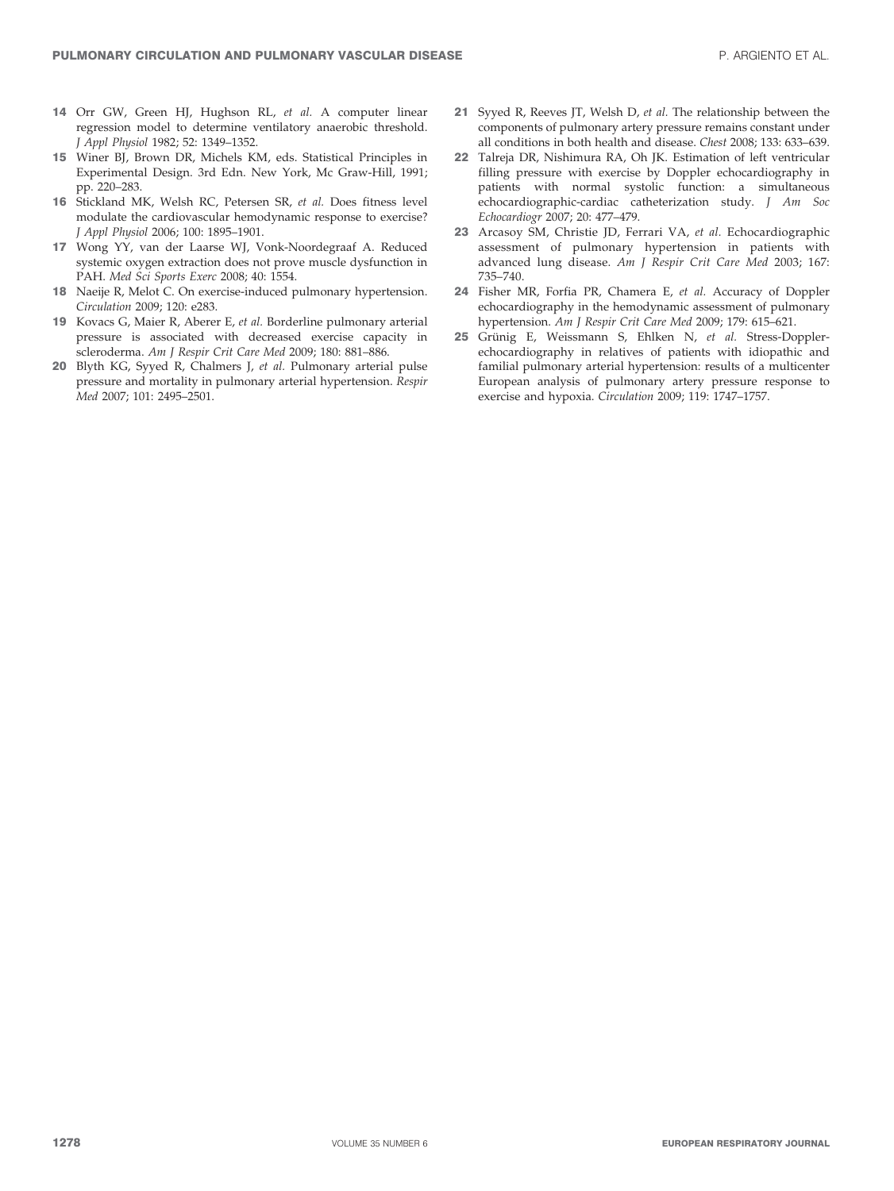14 Orr GW, Green HJ, Hughson RL, *et al.* A computer linear regression model to determine ventilatory anaerobic threshold. *J Appl Physiol* 1982; 52: 1349–1352.

15 Winer BJ, Brown DR, Michels KM, eds. Statistical Principles in Experimental Design. 3rd Edn. New York, Mc Graw-Hill, 1991; pp. 220–283.

16 Stickland MK, Welsh RC, Petersen SR, *et al.* Does fitness level modulate the cardiovascular hemodynamic response to exercise? *J Appl Physiol* 2006; 100: 1895–1901.

17 Wong YY, van der Laarse WJ, Vonk-Noordegraaf A. Reduced systemic oxygen extraction does not prove muscle dysfunction in PAH. *Med Sci Sports Exerc* 2008; 40: 1554.

18 Naeije R, Melot C. On exercise-induced pulmonary hypertension. *Circulation* 2009; 120: e283.

19 Kovacs G, Maier R, Aberer E, *et al.* Borderline pulmonary arterial pressure is associated with decreased exercise capacity in scleroderma. *Am J Respir Crit Care Med* 2009; 180: 881–886.

20 Blyth KG, Syyed R, Chalmers J, *et al.* Pulmonary arterial pulse pressure and mortality in pulmonary arterial hypertension. *Respir Med* 2007; 101: 2495–2501.

21 Syyed R, Reeves JT, Welsh D, *et al.* The relationship between the components of pulmonary artery pressure remains constant under all conditions in both health and disease. *Chest* 2008; 133: 633–639.

22 Talreja DR, Nishimura RA, Oh JK. Estimation of left ventricular filling pressure with exercise by Doppler echocardiography in patients with normal systolic function: a simultaneous echocardiographic-cardiac catheterization study. *J Am Soc Echocardiogr* 2007; 20: 477–479.

23 Arcasoy SM, Christie JD, Ferrari VA, *et al.* Echocardiographic assessment of pulmonary hypertension in patients with advanced lung disease. *Am J Respir Crit Care Med* 2003; 167: 735–740.

24 Fisher MR, Forfia PR, Chamera E, *et al.* Accuracy of Doppler echocardiography in the hemodynamic assessment of pulmonary hypertension. *Am J Respir Crit Care Med* 2009; 179: 615–621.

25 Grünig E, Weissmann S, Ehlken N, *et al.* Stress-Doppler-echocardiography in relatives of patients with idiopathic and familial pulmonary arterial hypertension: results of a multicenter European analysis of pulmonary artery pressure response to exercise and hypoxia. *Circulation* 2009; 119: 1747–1757.